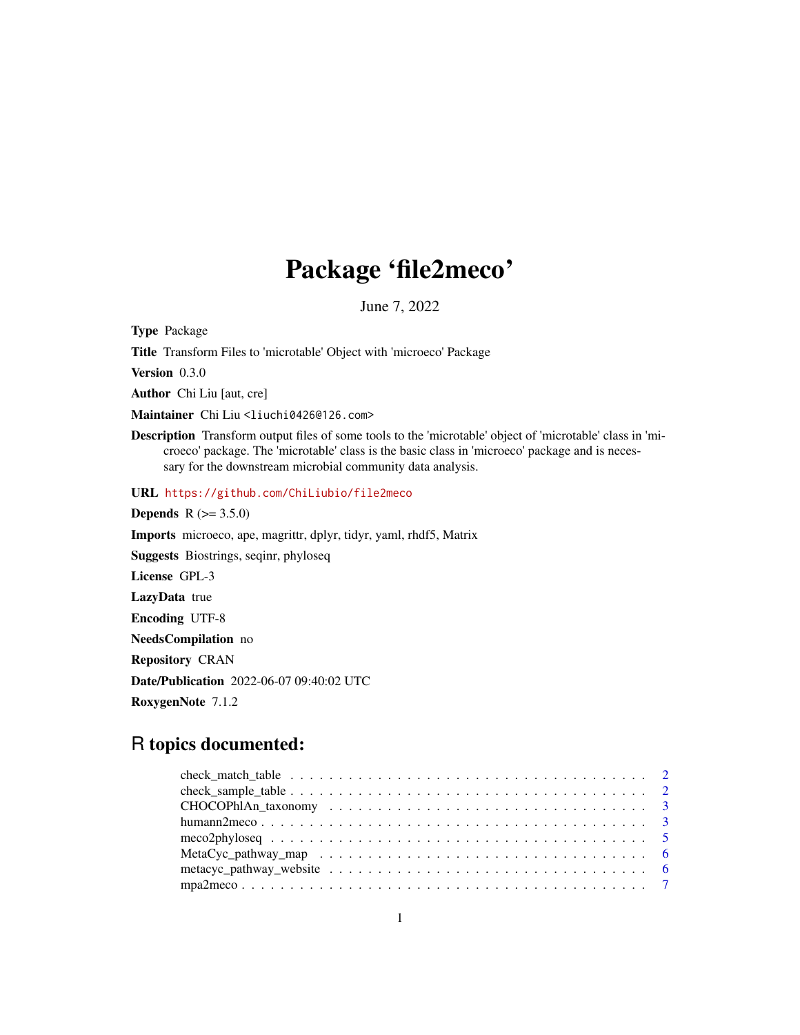# Package 'file2meco'

June 7, 2022

**Type** Package

**Title** Transform Files to 'microtable' Object with 'microeco' Package

**Version** 0.3.0

**Author** Chi Liu [aut, cre]

**Maintainer** Chi Liu <liuchi0426@126.com>

**Description** Transform output files of some tools to the 'microtable' object of 'microtable' class in 'microeco' package. The 'microtable' class is the basic class in 'microeco' package and is necessary for the downstream microbial community data analysis.

**URL** https://github.com/ChiLiubio/file2meco

**Depends** R (>= 3.5.0)

**Imports** microeco, ape, magrittr, dplyr, tidyr, yaml, rhdf5, Matrix

**Suggests** Biostrings, seqinr, phyloseq

**License** GPL-3

**LazyData** true

**Encoding** UTF-8

**NeedsCompilation** no

**Repository** CRAN

**Date/Publication** 2022-06-07 09:40:02 UTC

**RoxygenNote** 7.1.2

## R topics documented:

- check_match_table . . . . . . . . . . . . . . . . . . . . . . . . . . . . . . . . . . . . 2
- check_sample_table . . . . . . . . . . . . . . . . . . . . . . . . . . . . . . . . . . . . 2
- CHOCOPhlAn_taxonomy . . . . . . . . . . . . . . . . . . . . . . . . . . . . . . . . . 3
- humann2meco . . . . . . . . . . . . . . . . . . . . . . . . . . . . . . . . . . . . . . . 3
- meco2phyloseq . . . . . . . . . . . . . . . . . . . . . . . . . . . . . . . . . . . . . . 5
- MetaCyc_pathway_map . . . . . . . . . . . . . . . . . . . . . . . . . . . . . . . . . . 6
- metacyc_pathway_website . . . . . . . . . . . . . . . . . . . . . . . . . . . . . . . . 6
- mpa2meco . . . . . . . . . . . . . . . . . . . . . . . . . . . . . . . . . . . . . . . . . 7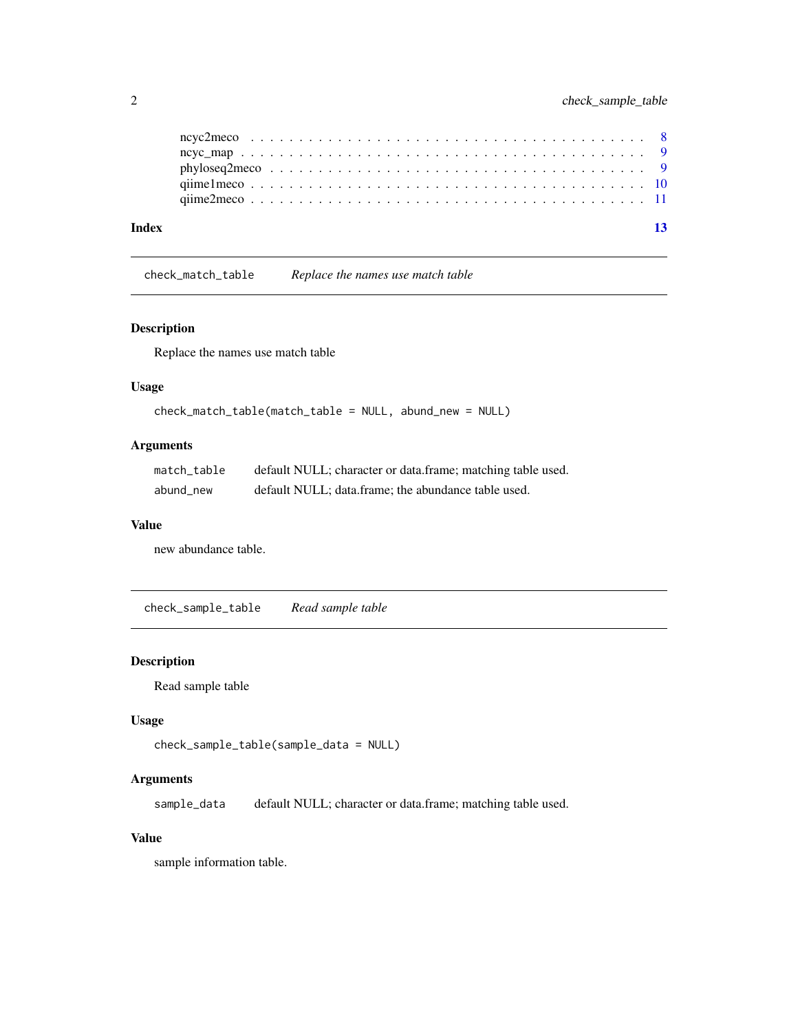| | |
|---|---|
| ncyc2meco | 8 |
| ncyc_map | 9 |
| phyloseq2meco | 9 |
| qiime1meco | 10 |
| qiime2meco | 11 |

**Index** **13**

## check_match_table — *Replace the names use match table*

### Description

Replace the names use match table

### Usage

```
check_match_table(match_table = NULL, abund_new = NULL)
```

### Arguments

| | |
|---|---|
| match_table | default NULL; character or data.frame; matching table used. |
| abund_new | default NULL; data.frame; the abundance table used. |

### Value

new abundance table.

## check_sample_table — *Read sample table*

### Description

Read sample table

### Usage

```
check_sample_table(sample_data = NULL)
```

### Arguments

| | |
|---|---|
| sample_data | default NULL; character or data.frame; matching table used. |

### Value

sample information table.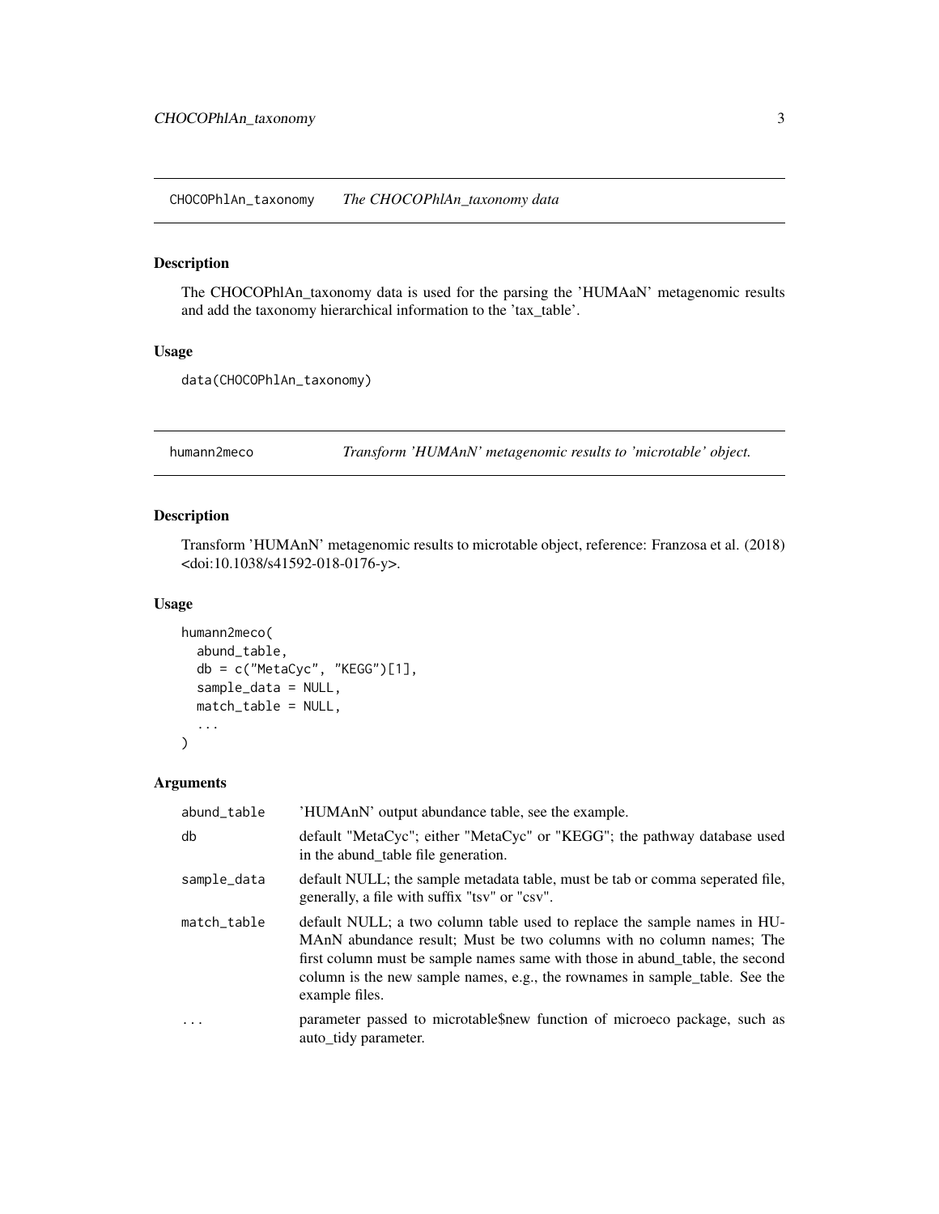## CHOCOPhlAn_taxonomy — *The CHOCOPhlAn_taxonomy data*

### Description

The CHOCOPhlAn_taxonomy data is used for the parsing the 'HUMAaN' metagenomic results and add the taxonomy hierarchical information to the 'tax_table'.

### Usage

```
data(CHOCOPhlAn_taxonomy)
```

## humann2meco — *Transform 'HUMAnN' metagenomic results to 'microtable' object.*

### Description

Transform 'HUMAnN' metagenomic results to microtable object, reference: Franzosa et al. (2018) <doi:10.1038/s41592-018-0176-y>.

### Usage

```
humann2meco(
  abund_table,
  db = c("MetaCyc", "KEGG")[1],
  sample_data = NULL,
  match_table = NULL,
  ...
)
```

### Arguments

| | |
|---|---|
| abund_table | 'HUMAnN' output abundance table, see the example. |
| db | default "MetaCyc"; either "MetaCyc" or "KEGG"; the pathway database used in the abund_table file generation. |
| sample_data | default NULL; the sample metadata table, must be tab or comma seperated file, generally, a file with suffix "tsv" or "csv". |
| match_table | default NULL; a two column table used to replace the sample names in HUMAnN abundance result; Must be two columns with no column names; The first column must be sample names same with those in abund_table, the second column is the new sample names, e.g., the rownames in sample_table. See the example files. |
| ... | parameter passed to microtable$new function of microeco package, such as auto_tidy parameter. |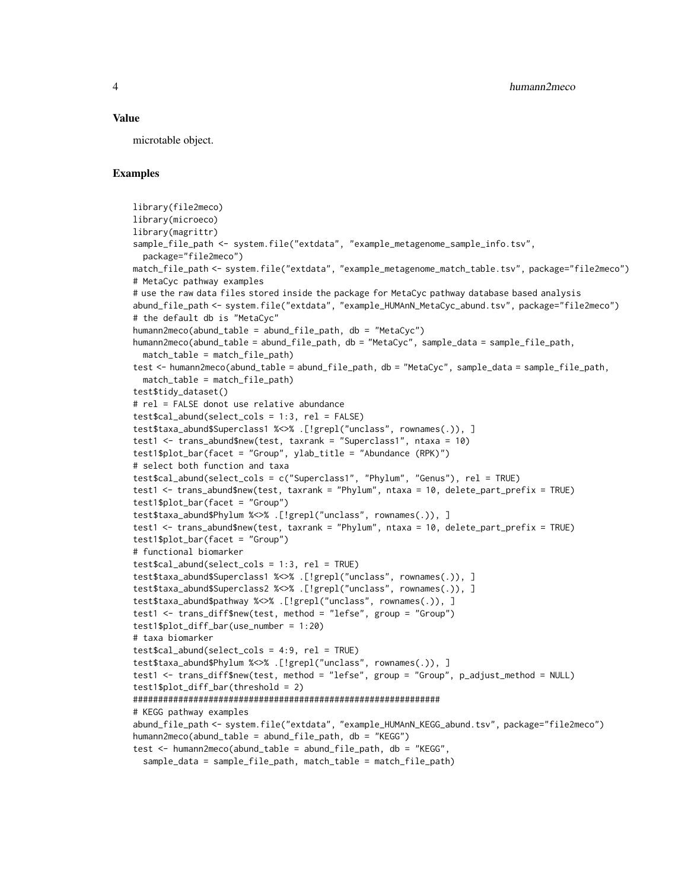### Value

microtable object.

### Examples

```
library(file2meco)
library(microeco)
library(magrittr)
sample_file_path <- system.file("extdata", "example_metagenome_sample_info.tsv",
  package="file2meco")
match_file_path <- system.file("extdata", "example_metagenome_match_table.tsv", package="file2meco")
# MetaCyc pathway examples
# use the raw data files stored inside the package for MetaCyc pathway database based analysis
abund_file_path <- system.file("extdata", "example_HUMAnN_MetaCyc_abund.tsv", package="file2meco")
# the default db is "MetaCyc"
humann2meco(abund_table = abund_file_path, db = "MetaCyc")
humann2meco(abund_table = abund_file_path, db = "MetaCyc", sample_data = sample_file_path,
  match_table = match_file_path)
test <- humann2meco(abund_table = abund_file_path, db = "MetaCyc", sample_data = sample_file_path,
  match_table = match_file_path)
test$tidy_dataset()
# rel = FALSE donot use relative abundance
test$cal_abund(select_cols = 1:3, rel = FALSE)
test$taxa_abund$Superclass1 %<>% .[!grepl("unclass", rownames(.)), ]
test1 <- trans_abund$new(test, taxrank = "Superclass1", ntaxa = 10)
test1$plot_bar(facet = "Group", ylab_title = "Abundance (RPK)")
# select both function and taxa
test$cal_abund(select_cols = c("Superclass1", "Phylum", "Genus"), rel = TRUE)
test1 <- trans_abund$new(test, taxrank = "Phylum", ntaxa = 10, delete_part_prefix = TRUE)
test1$plot_bar(facet = "Group")
test$taxa_abund$Phylum %<>% .[!grepl("unclass", rownames(.)), ]
test1 <- trans_abund$new(test, taxrank = "Phylum", ntaxa = 10, delete_part_prefix = TRUE)
test1$plot_bar(facet = "Group")
# functional biomarker
test$cal_abund(select_cols = 1:3, rel = TRUE)
test$taxa_abund$Superclass1 %<>% .[!grepl("unclass", rownames(.)), ]
test$taxa_abund$Superclass2 %<>% .[!grepl("unclass", rownames(.)), ]
test$taxa_abund$pathway %<>% .[!grepl("unclass", rownames(.)), ]
test1 <- trans_diff$new(test, method = "lefse", group = "Group")
test1$plot_diff_bar(use_number = 1:20)
# taxa biomarker
test$cal_abund(select_cols = 4:9, rel = TRUE)
test$taxa_abund$Phylum %<>% .[!grepl("unclass", rownames(.)), ]
test1 <- trans_diff$new(test, method = "lefse", group = "Group", p_adjust_method = NULL)
test1$plot_diff_bar(threshold = 2)
###############################################################
# KEGG pathway examples
abund_file_path <- system.file("extdata", "example_HUMAnN_KEGG_abund.tsv", package="file2meco")
humann2meco(abund_table = abund_file_path, db = "KEGG")
test <- humann2meco(abund_table = abund_file_path, db = "KEGG",
  sample_data = sample_file_path, match_table = match_file_path)
```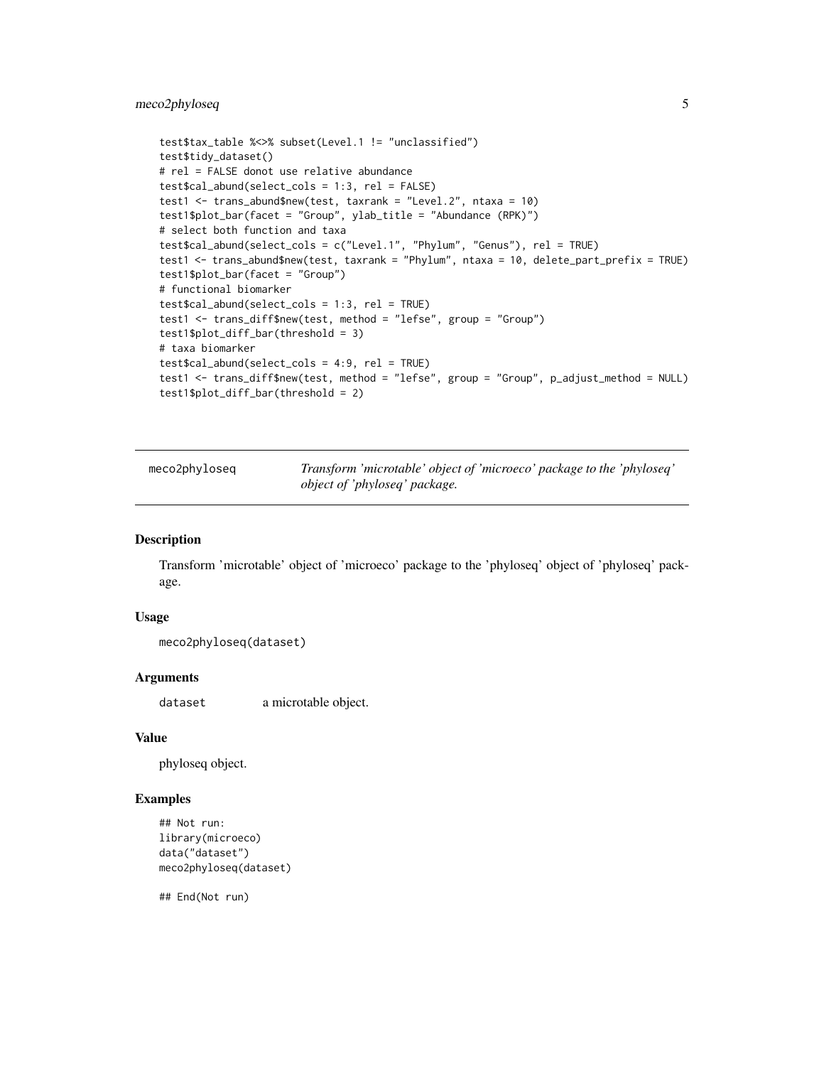```
test$tax_table %<>% subset(Level.1 != "unclassified")
test$tidy_dataset()
# rel = FALSE donot use relative abundance
test$cal_abund(select_cols = 1:3, rel = FALSE)
test1 <- trans_abund$new(test, taxrank = "Level.2", ntaxa = 10)
test1$plot_bar(facet = "Group", ylab_title = "Abundance (RPK)")
# select both function and taxa
test$cal_abund(select_cols = c("Level.1", "Phylum", "Genus"), rel = TRUE)
test1 <- trans_abund$new(test, taxrank = "Phylum", ntaxa = 10, delete_part_prefix = TRUE)
test1$plot_bar(facet = "Group")
# functional biomarker
test$cal_abund(select_cols = 1:3, rel = TRUE)
test1 <- trans_diff$new(test, method = "lefse", group = "Group")
test1$plot_diff_bar(threshold = 3)
# taxa biomarker
test$cal_abund(select_cols = 4:9, rel = TRUE)
test1 <- trans_diff$new(test, method = "lefse", group = "Group", p_adjust_method = NULL)
test1$plot_diff_bar(threshold = 2)
```

## meco2phyloseq — *Transform 'microtable' object of 'microeco' package to the 'phyloseq' object of 'phyloseq' package.*

### Description

Transform 'microtable' object of 'microeco' package to the 'phyloseq' object of 'phyloseq' package.

### Usage

```
meco2phyloseq(dataset)
```

### Arguments

| | |
|---|---|
| dataset | a microtable object. |

### Value

phyloseq object.

### Examples

```
## Not run:
library(microeco)
data("dataset")
meco2phyloseq(dataset)

## End(Not run)
```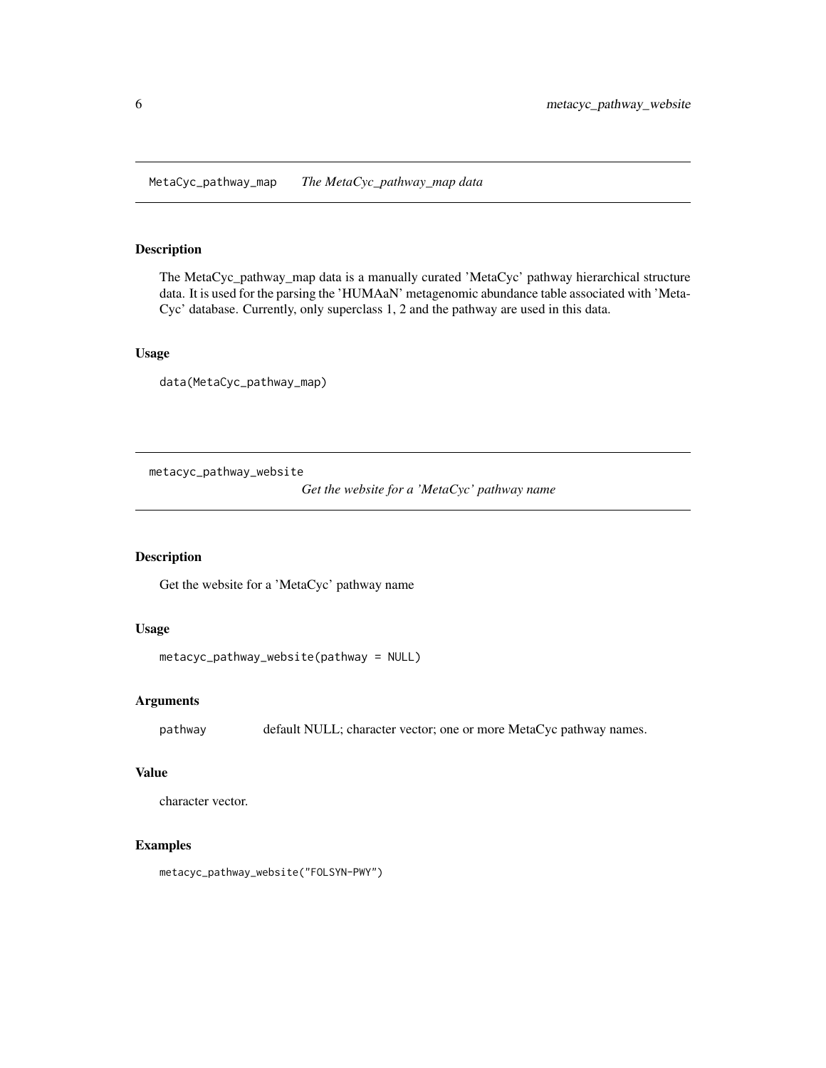## MetaCyc_pathway_map    *The MetaCyc_pathway_map data*

### Description

The MetaCyc_pathway_map data is a manually curated 'MetaCyc' pathway hierarchical structure data. It is used for the parsing the 'HUMAaN' metagenomic abundance table associated with 'MetaCyc' database. Currently, only superclass 1, 2 and the pathway are used in this data.

### Usage

```
data(MetaCyc_pathway_map)
```

## metacyc_pathway_website    *Get the website for a 'MetaCyc' pathway name*

### Description

Get the website for a 'MetaCyc' pathway name

### Usage

```
metacyc_pathway_website(pathway = NULL)
```

### Arguments

| | |
|---|---|
| pathway | default NULL; character vector; one or more MetaCyc pathway names. |

### Value

character vector.

### Examples

```
metacyc_pathway_website("FOLSYN-PWY")
```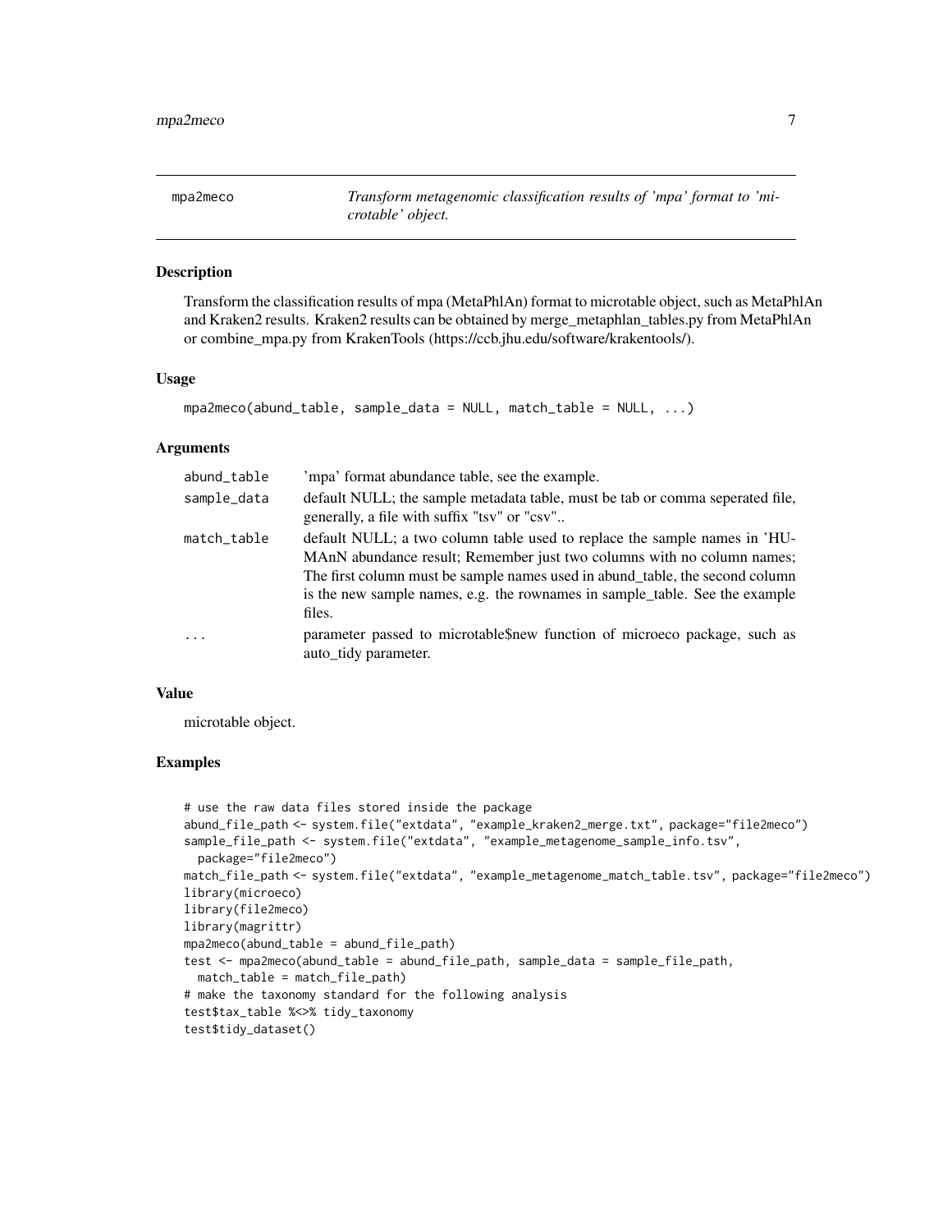# mpa2meco

*Transform metagenomic classification results of 'mpa' format to 'microtable' object.*

## Description

Transform the classification results of mpa (MetaPhlAn) format to microtable object, such as MetaPhlAn and Kraken2 results. Kraken2 results can be obtained by merge_metaphlan_tables.py from MetaPhlAn or combine_mpa.py from KrakenTools (https://ccb.jhu.edu/software/krakentools/).

## Usage

```
mpa2meco(abund_table, sample_data = NULL, match_table = NULL, ...)
```

## Arguments

| | |
|---|---|
| `abund_table` | 'mpa' format abundance table, see the example. |
| `sample_data` | default NULL; the sample metadata table, must be tab or comma seperated file, generally, a file with suffix "tsv" or "csv".. |
| `match_table` | default NULL; a two column table used to replace the sample names in 'HUMAnN abundance result; Remember just two columns with no column names; The first column must be sample names used in abund_table, the second column is the new sample names, e.g. the rownames in sample_table. See the example files. |
| `...` | parameter passed to microtable$new function of microeco package, such as auto_tidy parameter. |

## Value

microtable object.

## Examples

```
# use the raw data files stored inside the package
abund_file_path <- system.file("extdata", "example_kraken2_merge.txt", package="file2meco")
sample_file_path <- system.file("extdata", "example_metagenome_sample_info.tsv",
  package="file2meco")
match_file_path <- system.file("extdata", "example_metagenome_match_table.tsv", package="file2meco")
library(microeco)
library(file2meco)
library(magrittr)
mpa2meco(abund_table = abund_file_path)
test <- mpa2meco(abund_table = abund_file_path, sample_data = sample_file_path,
  match_table = match_file_path)
# make the taxonomy standard for the following analysis
test$tax_table %<>% tidy_taxonomy
test$tidy_dataset()
```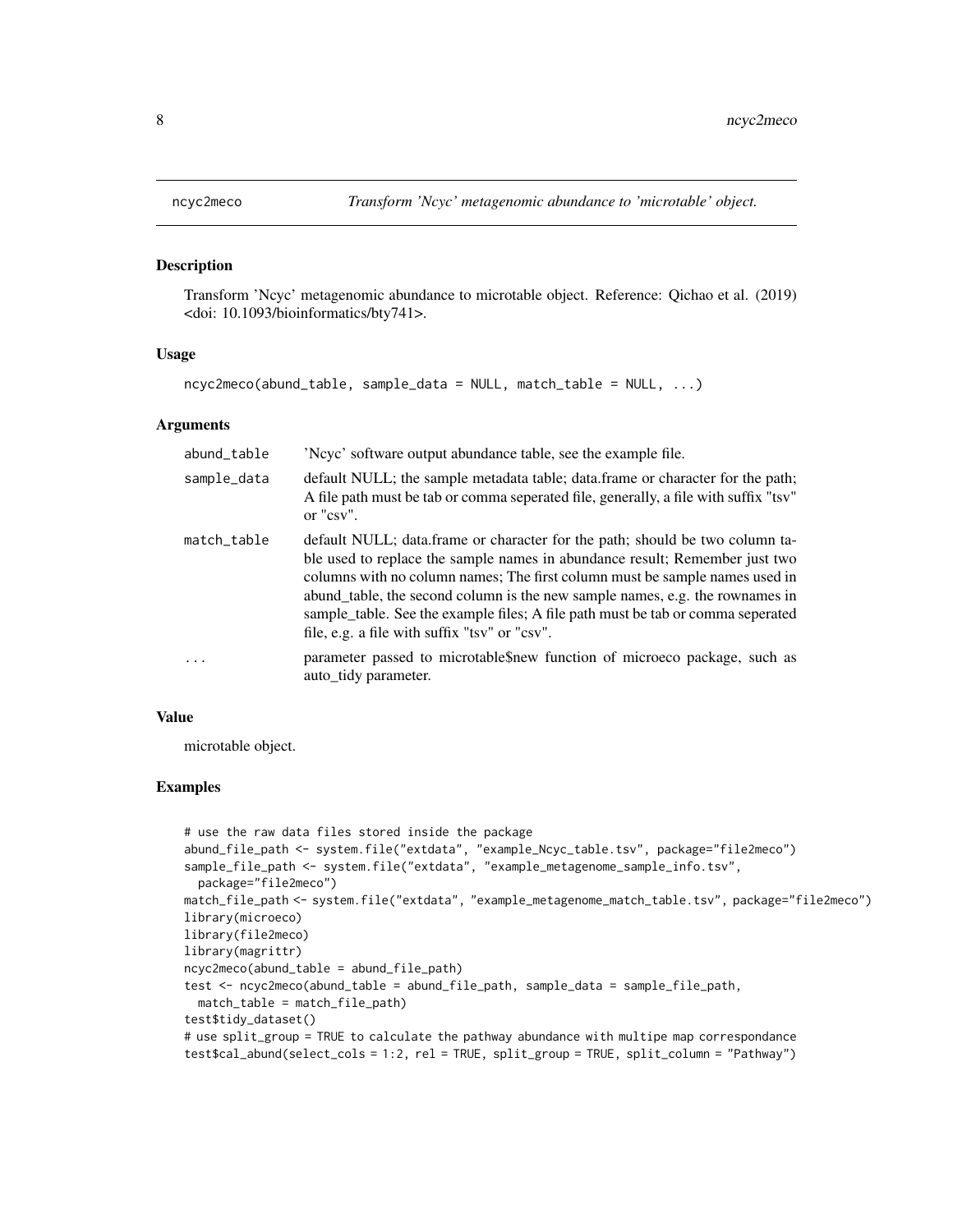## ncyc2meco — *Transform 'Ncyc' metagenomic abundance to 'microtable' object.*

### Description

Transform 'Ncyc' metagenomic abundance to microtable object. Reference: Qichao et al. (2019) <doi: 10.1093/bioinformatics/bty741>.

### Usage

```
ncyc2meco(abund_table, sample_data = NULL, match_table = NULL, ...)
```

### Arguments

| | |
|---|---|
| abund_table | 'Ncyc' software output abundance table, see the example file. |
| sample_data | default NULL; the sample metadata table; data.frame or character for the path; A file path must be tab or comma seperated file, generally, a file with suffix "tsv" or "csv". |
| match_table | default NULL; data.frame or character for the path; should be two column table used to replace the sample names in abundance result; Remember just two columns with no column names; The first column must be sample names used in abund_table, the second column is the new sample names, e.g. the rownames in sample_table. See the example files; A file path must be tab or comma seperated file, e.g. a file with suffix "tsv" or "csv". |
| ... | parameter passed to microtable$new function of microeco package, such as auto_tidy parameter. |

### Value

microtable object.

### Examples

```
# use the raw data files stored inside the package
abund_file_path <- system.file("extdata", "example_Ncyc_table.tsv", package="file2meco")
sample_file_path <- system.file("extdata", "example_metagenome_sample_info.tsv",
  package="file2meco")
match_file_path <- system.file("extdata", "example_metagenome_match_table.tsv", package="file2meco")
library(microeco)
library(file2meco)
library(magrittr)
ncyc2meco(abund_table = abund_file_path)
test <- ncyc2meco(abund_table = abund_file_path, sample_data = sample_file_path,
  match_table = match_file_path)
test$tidy_dataset()
# use split_group = TRUE to calculate the pathway abundance with multipe map correspondance
test$cal_abund(select_cols = 1:2, rel = TRUE, split_group = TRUE, split_column = "Pathway")
```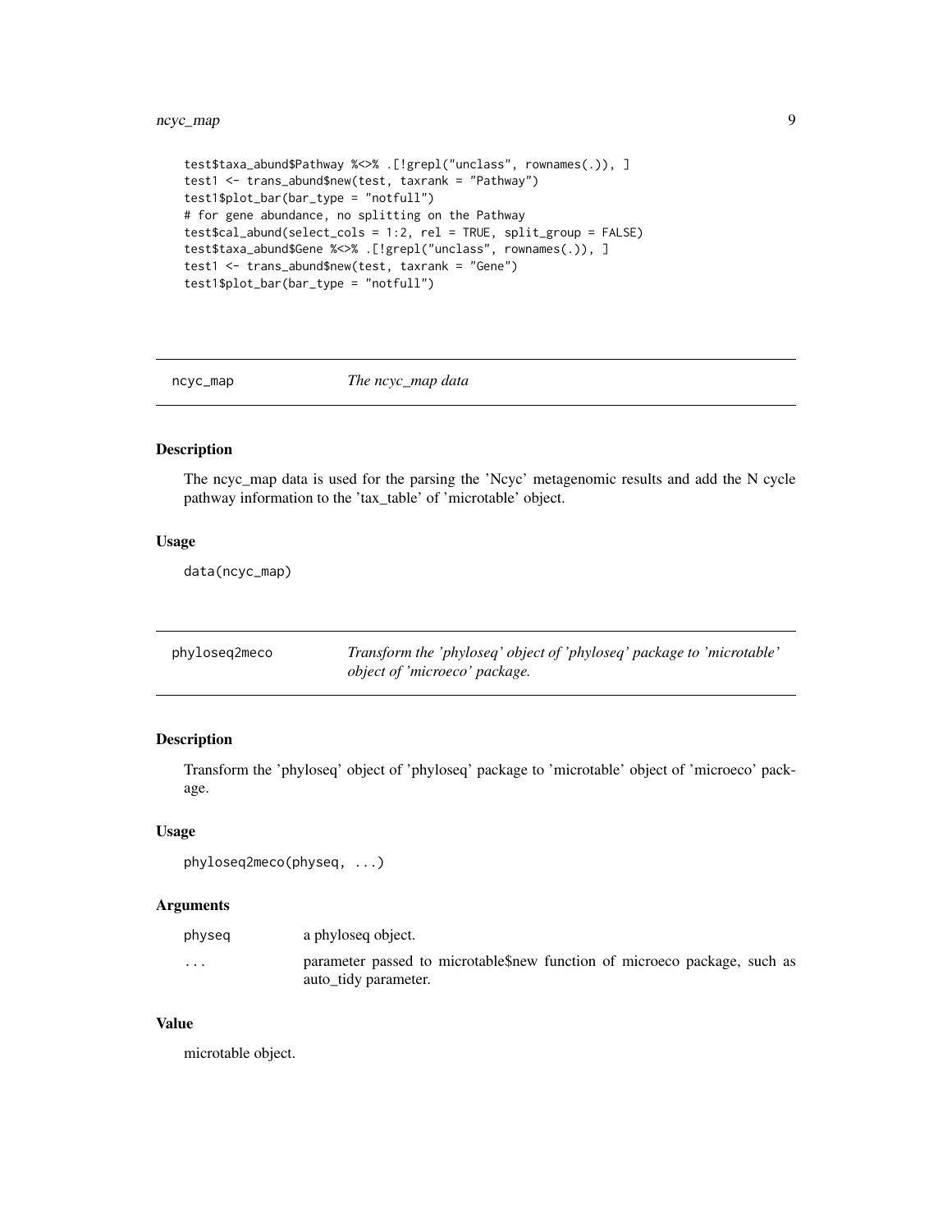```
test$taxa_abund$Pathway %<>% .[!grepl("unclass", rownames(.)), ]
test1 <- trans_abund$new(test, taxrank = "Pathway")
test1$plot_bar(bar_type = "notfull")
# for gene abundance, no splitting on the Pathway
test$cal_abund(select_cols = 1:2, rel = TRUE, split_group = FALSE)
test$taxa_abund$Gene %<>% .[!grepl("unclass", rownames(.)), ]
test1 <- trans_abund$new(test, taxrank = "Gene")
test1$plot_bar(bar_type = "notfull")
```

## ncyc_map — *The ncyc_map data*

### Description

The ncyc_map data is used for the parsing the 'Ncyc' metagenomic results and add the N cycle pathway information to the 'tax_table' of 'microtable' object.

### Usage

```
data(ncyc_map)
```

## phyloseq2meco — *Transform the 'phyloseq' object of 'phyloseq' package to 'microtable' object of 'microeco' package.*

### Description

Transform the 'phyloseq' object of 'phyloseq' package to 'microtable' object of 'microeco' package.

### Usage

```
phyloseq2meco(physeq, ...)
```

### Arguments

| | |
|---|---|
| physeq | a phyloseq object. |
| ... | parameter passed to microtable$new function of microeco package, such as auto_tidy parameter. |

### Value

microtable object.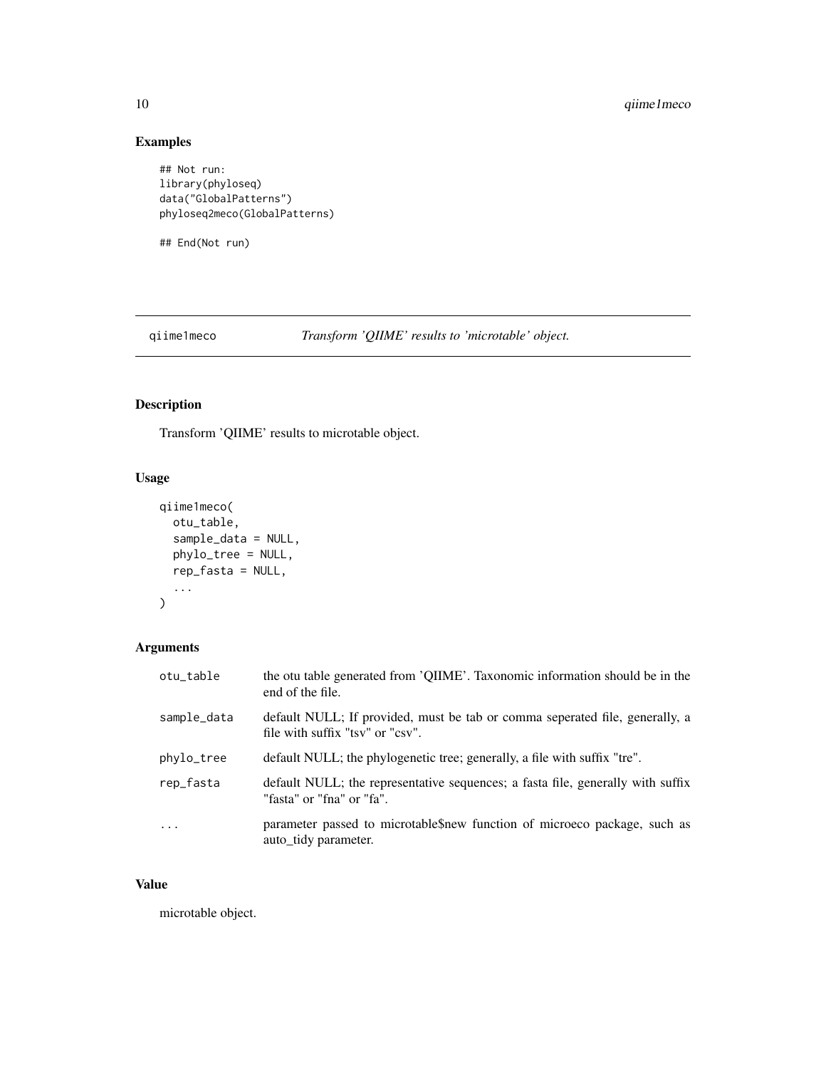## Examples

```
## Not run:
library(phyloseq)
data("GlobalPatterns")
phyloseq2meco(GlobalPatterns)

## End(Not run)
```

---

## qiime1meco &nbsp;&nbsp;&nbsp;&nbsp; *Transform 'QIIME' results to 'microtable' object.*

---

### Description

Transform 'QIIME' results to microtable object.

### Usage

```
qiime1meco(
  otu_table,
  sample_data = NULL,
  phylo_tree = NULL,
  rep_fasta = NULL,
  ...
)
```

### Arguments

| | |
|---|---|
| otu_table | the otu table generated from 'QIIME'. Taxonomic information should be in the end of the file. |
| sample_data | default NULL; If provided, must be tab or comma seperated file, generally, a file with suffix "tsv" or "csv". |
| phylo_tree | default NULL; the phylogenetic tree; generally, a file with suffix "tre". |
| rep_fasta | default NULL; the representative sequences; a fasta file, generally with suffix "fasta" or "fna" or "fa". |
| ... | parameter passed to microtable$new function of microeco package, such as auto_tidy parameter. |

### Value

microtable object.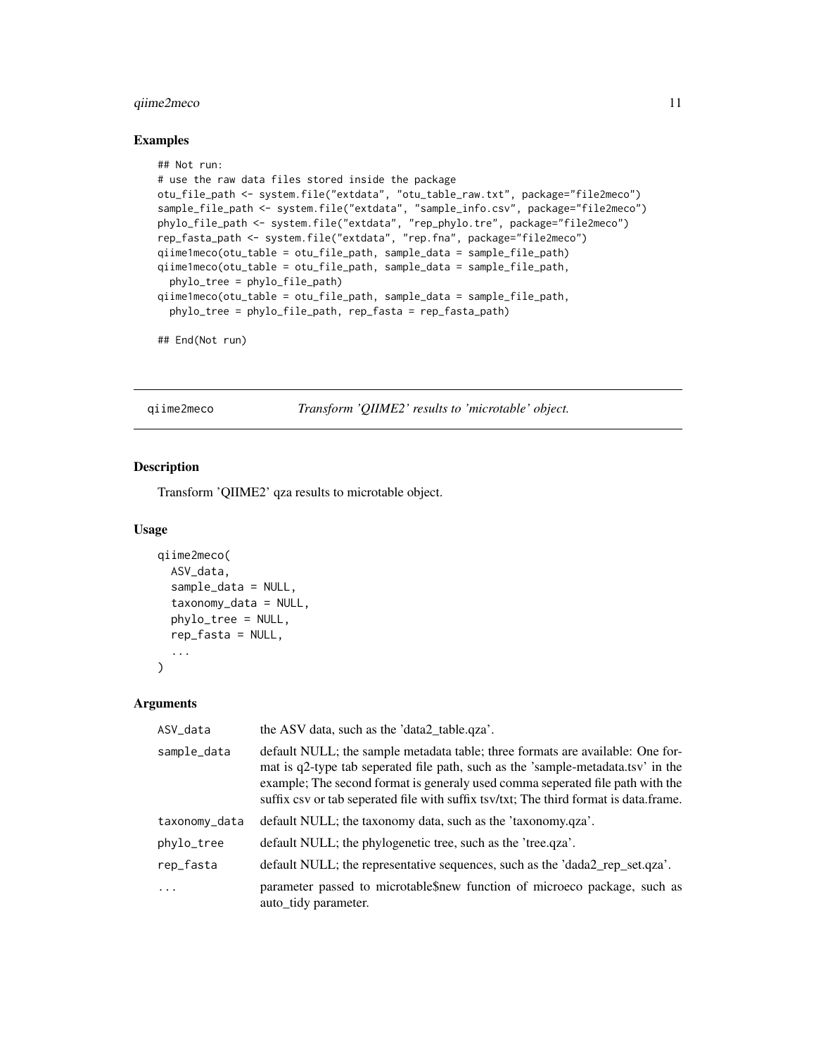## Examples

```
## Not run:
# use the raw data files stored inside the package
otu_file_path <- system.file("extdata", "otu_table_raw.txt", package="file2meco")
sample_file_path <- system.file("extdata", "sample_info.csv", package="file2meco")
phylo_file_path <- system.file("extdata", "rep_phylo.tre", package="file2meco")
rep_fasta_path <- system.file("extdata", "rep.fna", package="file2meco")
qiime1meco(otu_table = otu_file_path, sample_data = sample_file_path)
qiime1meco(otu_table = otu_file_path, sample_data = sample_file_path,
  phylo_tree = phylo_file_path)
qiime1meco(otu_table = otu_file_path, sample_data = sample_file_path,
  phylo_tree = phylo_file_path, rep_fasta = rep_fasta_path)

## End(Not run)
```

---

# qiime2meco — *Transform 'QIIME2' results to 'microtable' object.*

## Description

Transform 'QIIME2' qza results to microtable object.

## Usage

```
qiime2meco(
  ASV_data,
  sample_data = NULL,
  taxonomy_data = NULL,
  phylo_tree = NULL,
  rep_fasta = NULL,
  ...
)
```

## Arguments

| | |
|---|---|
| ASV_data | the ASV data, such as the 'data2_table.qza'. |
| sample_data | default NULL; the sample metadata table; three formats are available: One format is q2-type tab seperated file path, such as the 'sample-metadata.tsv' in the example; The second format is generaly used comma seperated file path with the suffix csv or tab seperated file with suffix tsv/txt; The third format is data.frame. |
| taxonomy_data | default NULL; the taxonomy data, such as the 'taxonomy.qza'. |
| phylo_tree | default NULL; the phylogenetic tree, such as the 'tree.qza'. |
| rep_fasta | default NULL; the representative sequences, such as the 'dada2_rep_set.qza'. |
| ... | parameter passed to microtable$new function of microeco package, such as auto_tidy parameter. |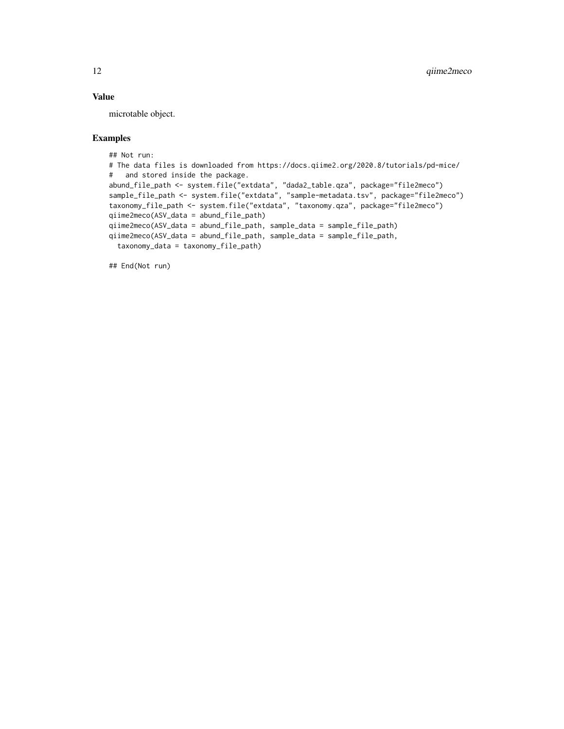### Value

microtable object.

### Examples

```
## Not run:
# The data files is downloaded from https://docs.qiime2.org/2020.8/tutorials/pd-mice/
#   and stored inside the package.
abund_file_path <- system.file("extdata", "dada2_table.qza", package="file2meco")
sample_file_path <- system.file("extdata", "sample-metadata.tsv", package="file2meco")
taxonomy_file_path <- system.file("extdata", "taxonomy.qza", package="file2meco")
qiime2meco(ASV_data = abund_file_path)
qiime2meco(ASV_data = abund_file_path, sample_data = sample_file_path)
qiime2meco(ASV_data = abund_file_path, sample_data = sample_file_path,
  taxonomy_data = taxonomy_file_path)

## End(Not run)
```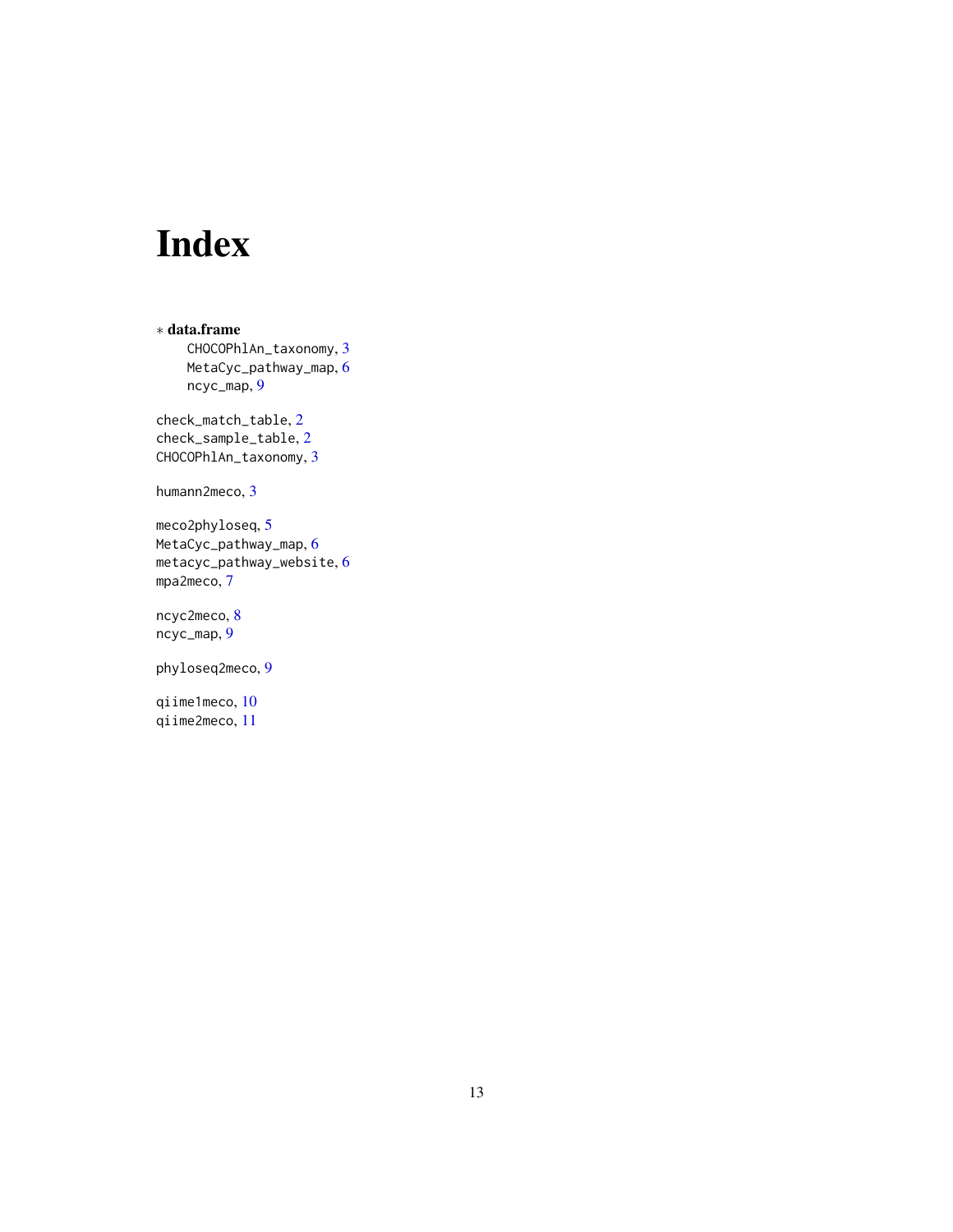# Index

∗ **data.frame**

- CHOCOPhlAn_taxonomy, 3
- MetaCyc_pathway_map, 6
- ncyc_map, 9

check_match_table, 2
check_sample_table, 2
CHOCOPhlAn_taxonomy, 3

humann2meco, 3

meco2phyloseq, 5
MetaCyc_pathway_map, 6
metacyc_pathway_website, 6
mpa2meco, 7

ncyc2meco, 8
ncyc_map, 9

phyloseq2meco, 9

qiime1meco, 10
qiime2meco, 11